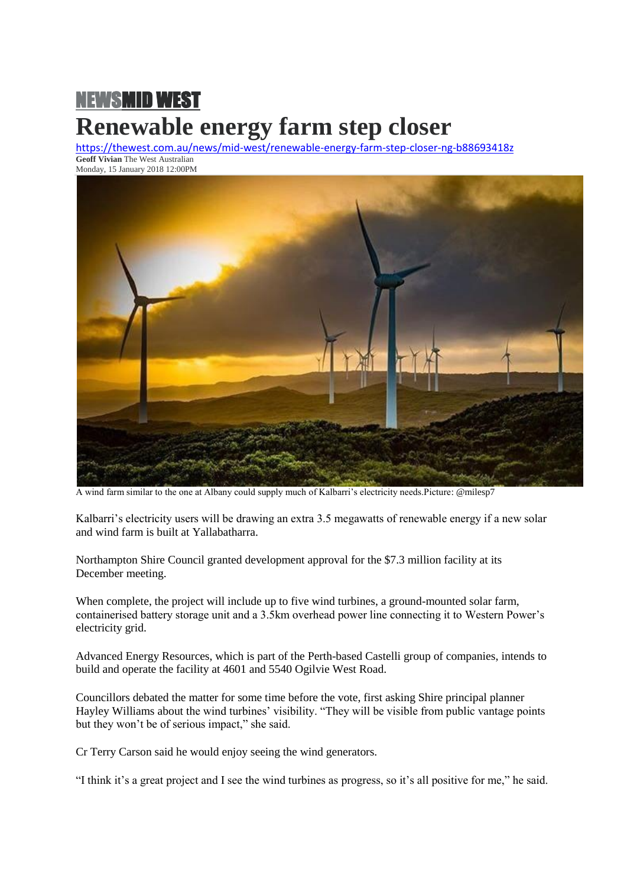NEWSMID WEST

# Renewable energy farm step closer

https://thewest.com.au/news/mid-west/renewable-energy-farm-step-closer-ng-b88693418z

**Geoff Vivian** The West Australian
Monday, 15 January 2018 12:00PM

A wind farm similar to the one at Albany could supply much of Kalbarri's electricity needs.Picture: @milesp7

Kalbarri's electricity users will be drawing an extra 3.5 megawatts of renewable energy if a new solar and wind farm is built at Yallabatharra.

Northampton Shire Council granted development approval for the $7.3 million facility at its December meeting.

When complete, the project will include up to five wind turbines, a ground-mounted solar farm, containerised battery storage unit and a 3.5km overhead power line connecting it to Western Power's electricity grid.

Advanced Energy Resources, which is part of the Perth-based Castelli group of companies, intends to build and operate the facility at 4601 and 5540 Ogilvie West Road.

Councillors debated the matter for some time before the vote, first asking Shire principal planner Hayley Williams about the wind turbines' visibility. "They will be visible from public vantage points but they won't be of serious impact," she said.

Cr Terry Carson said he would enjoy seeing the wind generators.

"I think it's a great project and I see the wind turbines as progress, so it's all positive for me," he said.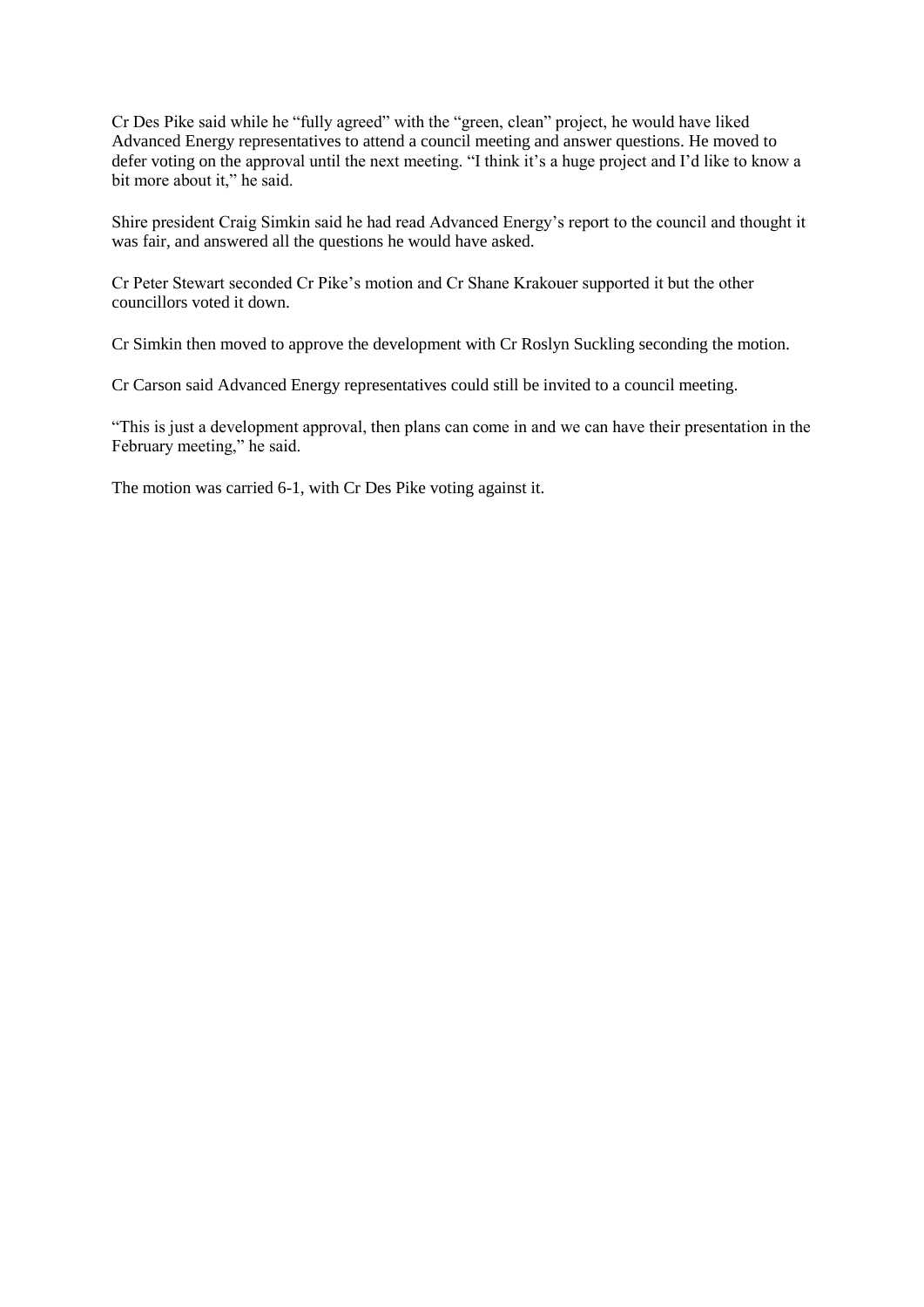Cr Des Pike said while he "fully agreed" with the "green, clean" project, he would have liked Advanced Energy representatives to attend a council meeting and answer questions. He moved to defer voting on the approval until the next meeting. "I think it's a huge project and I'd like to know a bit more about it," he said.

Shire president Craig Simkin said he had read Advanced Energy's report to the council and thought it was fair, and answered all the questions he would have asked.

Cr Peter Stewart seconded Cr Pike's motion and Cr Shane Krakouer supported it but the other councillors voted it down.

Cr Simkin then moved to approve the development with Cr Roslyn Suckling seconding the motion.

Cr Carson said Advanced Energy representatives could still be invited to a council meeting.

"This is just a development approval, then plans can come in and we can have their presentation in the February meeting," he said.

The motion was carried 6-1, with Cr Des Pike voting against it.